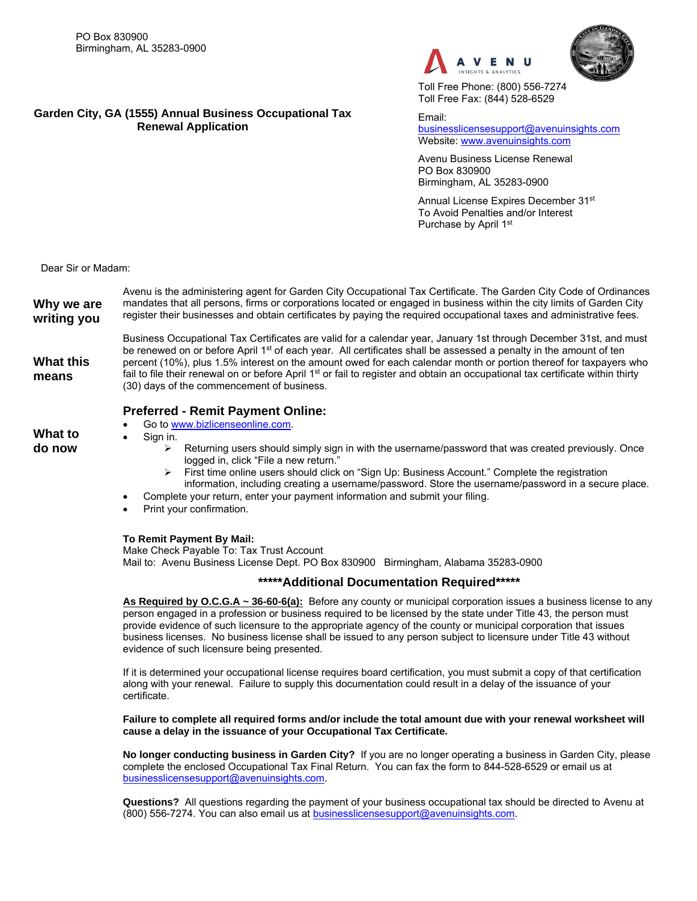PO Box 830900
Birmingham, AL 35283-0900

AVENU INSIGHTS & ANALYTICS

Toll Free Phone: (800) 556-7274
Toll Free Fax: (844) 528-6529

Email:
businesslicensesupport@avenuinsights.com
Website: www.avenuinsights.com

Avenu Business License Renewal
PO Box 830900
Birmingham, AL 35283-0900

Annual License Expires December 31st
To Avoid Penalties and/or Interest
Purchase by April 1st

## Garden City, GA (1555) Annual Business Occupational Tax Renewal Application

Dear Sir or Madam:

**Why we are writing you**

Avenu is the administering agent for Garden City Occupational Tax Certificate. The Garden City Code of Ordinances mandates that all persons, firms or corporations located or engaged in business within the city limits of Garden City register their businesses and obtain certificates by paying the required occupational taxes and administrative fees.

**What this means**

Business Occupational Tax Certificates are valid for a calendar year, January 1st through December 31st, and must be renewed on or before April 1st of each year. All certificates shall be assessed a penalty in the amount of ten percent (10%), plus 1.5% interest on the amount owed for each calendar month or portion thereof for taxpayers who fail to file their renewal on or before April 1st or fail to register and obtain an occupational tax certificate within thirty (30) days of the commencement of business.

**What to do now**

### Preferred - Remit Payment Online:

- Go to www.bizlicenseonline.com.
- Sign in.
  - Returning users should simply sign in with the username/password that was created previously. Once logged in, click "File a new return."
  - First time online users should click on "Sign Up: Business Account." Complete the registration information, including creating a username/password. Store the username/password in a secure place.
- Complete your return, enter your payment information and submit your filing.
- Print your confirmation.

**To Remit Payment By Mail:**
Make Check Payable To: Tax Trust Account
Mail to: Avenu Business License Dept. PO Box 830900 Birmingham, Alabama 35283-0900

### *****Additional Documentation Required*****

**As Required by O.C.G.A ~ 36-60-6(a):** Before any county or municipal corporation issues a business license to any person engaged in a profession or business required to be licensed by the state under Title 43, the person must provide evidence of such licensure to the appropriate agency of the county or municipal corporation that issues business licenses. No business license shall be issued to any person subject to licensure under Title 43 without evidence of such licensure being presented.

If it is determined your occupational license requires board certification, you must submit a copy of that certification along with your renewal. Failure to supply this documentation could result in a delay of the issuance of your certificate.

**Failure to complete all required forms and/or include the total amount due with your renewal worksheet will cause a delay in the issuance of your Occupational Tax Certificate.**

**No longer conducting business in Garden City?** If you are no longer operating a business in Garden City, please complete the enclosed Occupational Tax Final Return. You can fax the form to 844-528-6529 or email us at businesslicensesupport@avenuinsights.com.

**Questions?** All questions regarding the payment of your business occupational tax should be directed to Avenu at (800) 556-7274. You can also email us at businesslicensesupport@avenuinsights.com.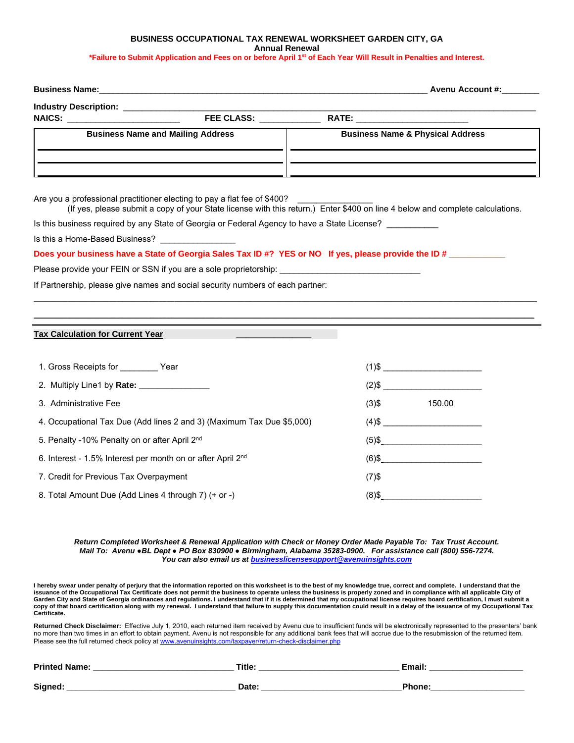**BUSINESS OCCUPATIONAL TAX RENEWAL WORKSHEET GARDEN CITY, GA**
**Annual Renewal**
***Failure to Submit Application and Fees on or before April 1st of Each Year Will Result in Penalties and Interest.**

**Business Name:**\_\_\_\_\_\_\_\_\_\_\_\_\_\_\_\_\_\_\_\_\_\_\_\_\_\_\_\_\_\_\_\_\_\_\_\_\_\_\_\_\_\_\_\_\_\_\_\_\_\_\_\_ **Avenu Account #:**\_\_\_\_\_\_\_\_

**Industry Description:** \_\_\_\_\_\_\_\_\_\_\_\_\_\_\_\_\_\_\_\_\_\_\_\_\_\_\_\_\_\_\_\_\_\_\_\_\_\_\_\_\_\_\_\_\_\_\_\_\_\_\_\_\_\_\_\_\_\_\_\_

**NAICS:** \_\_\_\_\_\_\_\_\_\_\_\_\_\_\_\_\_\_\_\_ **FEE CLASS:** \_\_\_\_\_\_\_\_\_\_\_\_ **RATE:** \_\_\_\_\_\_\_\_\_\_\_\_\_\_\_\_\_\_\_\_

| Business Name and Mailing Address | Business Name & Physical Address |
|---|---|
| | |
| | |
| | |

Are you a professional practitioner electing to pay a flat fee of $400? \_\_\_\_\_\_\_\_\_\_\_\_\_\_\_
(If yes, please submit a copy of your State license with this return.) Enter $400 on line 4 below and complete calculations.

Is this business required by any State of Georgia or Federal Agency to have a State License? \_\_\_\_\_\_\_\_\_\_\_

Is this a Home-Based Business? \_\_\_\_\_\_\_\_\_\_\_\_\_\_\_

**Does your business have a State of Georgia Sales Tax ID #? YES or NO If yes, please provide the ID #** \_\_\_\_\_\_\_\_\_\_\_

Please provide your FEIN or SSN if you are a sole proprietorship: \_\_\_\_\_\_\_\_\_\_\_\_\_\_\_\_\_\_\_\_\_\_\_\_\_\_\_\_\_

If Partnership, please give names and social security numbers of each partner:

\_\_\_\_\_\_\_\_\_\_\_\_\_\_\_\_\_\_\_\_\_\_\_\_\_\_\_\_\_\_\_\_\_\_\_\_\_\_\_\_\_\_\_\_\_\_\_\_\_\_\_\_\_\_\_\_\_\_\_\_\_\_\_\_\_\_\_\_\_\_\_\_\_\_\_\_\_\_

\_\_\_\_\_\_\_\_\_\_\_\_\_\_\_\_\_\_\_\_\_\_\_\_\_\_\_\_\_\_\_\_\_\_\_\_\_\_\_\_\_\_\_\_\_\_\_\_\_\_\_\_\_\_\_\_\_\_\_\_\_\_\_\_\_\_\_\_\_\_\_\_\_\_\_\_\_\_

**Tax Calculation for Current Year** \_\_\_\_\_\_\_\_\_\_\_\_\_\_\_

| | |
|---|---|
| 1. Gross Receipts for \_\_\_\_\_\_\_\_ Year | (1)$ \_\_\_\_\_\_\_\_\_\_\_\_\_\_\_\_\_\_\_\_ |
| 2. Multiply Line1 by **Rate:** \_\_\_\_\_\_\_\_\_\_\_\_\_\_\_ | (2)$ \_\_\_\_\_\_\_\_\_\_\_\_\_\_\_\_\_\_\_\_ |
| 3. Administrative Fee | (3)$ 150.00 |
| 4. Occupational Tax Due (Add lines 2 and 3) (Maximum Tax Due $5,000) | (4)$ \_\_\_\_\_\_\_\_\_\_\_\_\_\_\_\_\_\_\_\_ |
| 5. Penalty -10% Penalty on or after April 2nd | (5)$\_\_\_\_\_\_\_\_\_\_\_\_\_\_\_\_\_\_\_\_ |
| 6. Interest - 1.5% Interest per month on or after April 2nd | (6)$\_\_\_\_\_\_\_\_\_\_\_\_\_\_\_\_\_\_\_\_ |
| 7. Credit for Previous Tax Overpayment | (7)$ |
| 8. Total Amount Due (Add Lines 4 through 7) (+ or -) | (8)$\_\_\_\_\_\_\_\_\_\_\_\_\_\_\_\_\_\_\_\_ |

***Return Completed Worksheet & Renewal Application with Check or Money Order Made Payable To: Tax Trust Account.***
***Mail To: Avenu ●BL Dept ● PO Box 830900 ● Birmingham, Alabama 35283-0900. For assistance call (800) 556-7274.***
***You can also email us at businesslicensesupport@avenuinsights.com***

**I hereby swear under penalty of perjury that the information reported on this worksheet is to the best of my knowledge true, correct and complete. I understand that the issuance of the Occupational Tax Certificate does not permit the business to operate unless the business is properly zoned and in compliance with all applicable City of Garden City and State of Georgia ordinances and regulations. I understand that if it is determined that my occupational license requires board certification, I must submit a copy of that board certification along with my renewal. I understand that failure to supply this documentation could result in a delay of the issuance of my Occupational Tax Certificate.**

**Returned Check Disclaimer:** Effective July 1, 2010, each returned item received by Avenu due to insufficient funds will be electronically represented to the presenters' bank no more than two times in an effort to obtain payment. Avenu is not responsible for any additional bank fees that will accrue due to the resubmission of the returned item. Please see the full returned check policy at www.avenuinsights.com/taxpayer/return-check-disclaimer.php

**Printed Name:** \_\_\_\_\_\_\_\_\_\_\_\_\_\_\_\_\_\_\_\_\_\_\_\_\_\_\_\_ **Title:** \_\_\_\_\_\_\_\_\_\_\_\_\_\_\_\_\_\_\_\_\_\_\_\_\_\_\_\_ **Email:** \_\_\_\_\_\_\_\_\_\_\_\_\_\_\_\_\_\_\_

**Signed:** \_\_\_\_\_\_\_\_\_\_\_\_\_\_\_\_\_\_\_\_\_\_\_\_\_\_\_\_\_\_\_\_\_\_ **Date:** \_\_\_\_\_\_\_\_\_\_\_\_\_\_\_\_\_\_\_\_\_\_\_\_\_\_\_\_\_\_**Phone:**\_\_\_\_\_\_\_\_\_\_\_\_\_\_\_\_\_\_\_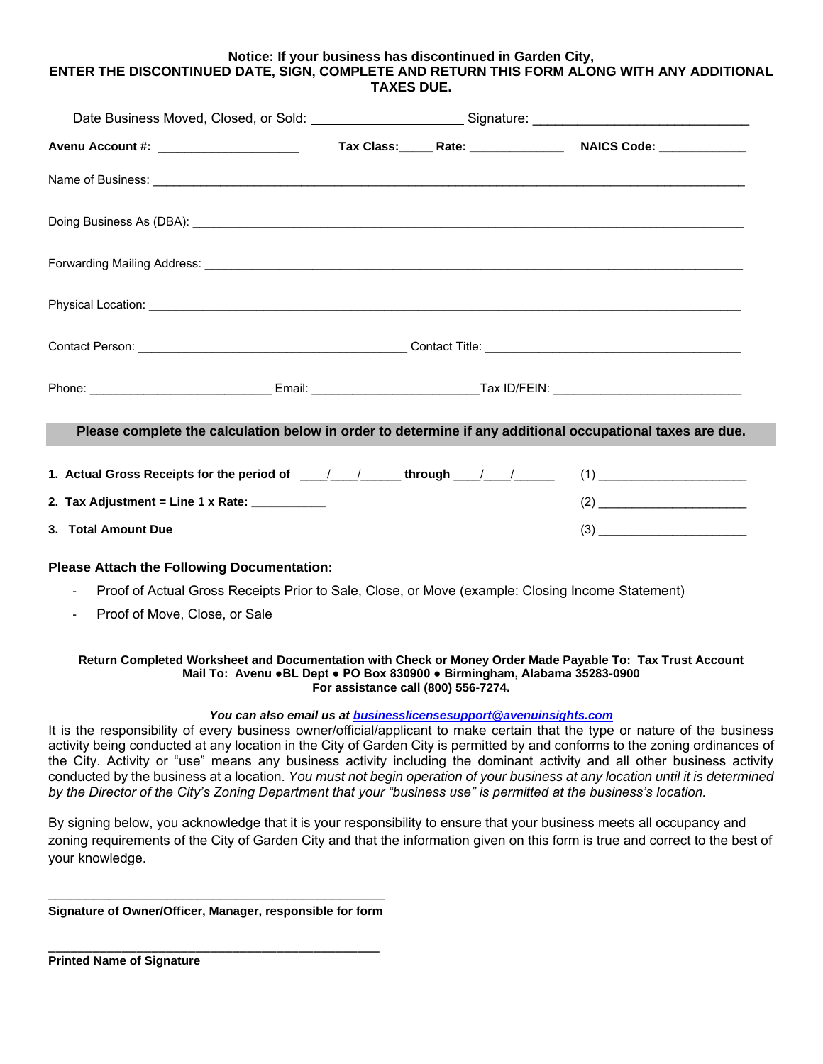**Notice: If your business has discontinued in Garden City,**
**ENTER THE DISCONTINUED DATE, SIGN, COMPLETE AND RETURN THIS FORM ALONG WITH ANY ADDITIONAL TAXES DUE.**

Date Business Moved, Closed, or Sold: ____________________ Signature: _____________________________

**Avenu Account #:** ____________________ **Tax Class:**_____ **Rate:** ______________ **NAICS Code:** _____________

Name of Business: ___________________________________________________________________________________

Doing Business As (DBA): _____________________________________________________________________________

Forwarding Mailing Address: ___________________________________________________________________________

Physical Location: ____________________________________________________________________________________

Contact Person: ________________________________________ Contact Title: ______________________________________

Phone: __________________________ Email: _______________________Tax ID/FEIN: ___________________________

**Please complete the calculation below in order to determine if any additional occupational taxes are due.**

**1. Actual Gross Receipts for the period of** ___/___/_____ **through** ___/___/_____ (1) ______________________

**2. Tax Adjustment = Line 1 x Rate:** ___________ (2) ______________________

**3. Total Amount Due** (3) ______________________

**Please Attach the Following Documentation:**

- Proof of Actual Gross Receipts Prior to Sale, Close, or Move (example: Closing Income Statement)
- Proof of Move, Close, or Sale

**Return Completed Worksheet and Documentation with Check or Money Order Made Payable To: Tax Trust Account**
**Mail To: Avenu ●BL Dept ● PO Box 830900 ● Birmingham, Alabama 35283-0900**
**For assistance call (800) 556-7274.**

***You can also email us at businesslicensesupport@avenuinsights.com***

It is the responsibility of every business owner/official/applicant to make certain that the type or nature of the business activity being conducted at any location in the City of Garden City is permitted by and conforms to the zoning ordinances of the City. Activity or "use" means any business activity including the dominant activity and all other business activity conducted by the business at a location. *You must not begin operation of your business at any location until it is determined by the Director of the City's Zoning Department that your "business use" is permitted at the business's location.*

By signing below, you acknowledge that it is your responsibility to ensure that your business meets all occupancy and zoning requirements of the City of Garden City and that the information given on this form is true and correct to the best of your knowledge.

_______________________________________________

**Signature of Owner/Officer, Manager, responsible for form**

_______________________________________________

**Printed Name of Signature**